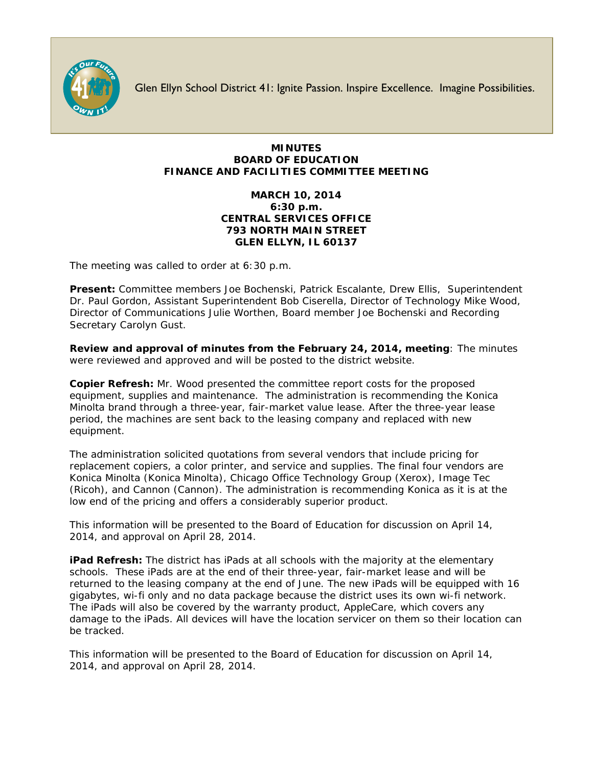Glen Ellyn School District 41: Ignite Passion. Inspire Excellence. Imagine Possibilities.

# MINUTES
## BOARD OF EDUCATION
## FINANCE AND FACILITIES COMMITTEE MEETING

**MARCH 10, 2014**
**6:30 p.m.**
**CENTRAL SERVICES OFFICE**
**793 NORTH MAIN STREET**
**GLEN ELLYN, IL 60137**

The meeting was called to order at 6:30 p.m.

**Present:** Committee members Joe Bochenski, Patrick Escalante, Drew Ellis, Superintendent Dr. Paul Gordon, Assistant Superintendent Bob Ciserella, Director of Technology Mike Wood, Director of Communications Julie Worthen, Board member Joe Bochenski and Recording Secretary Carolyn Gust.

**Review and approval of minutes from the February 24, 2014, meeting**: The minutes were reviewed and approved and will be posted to the district website.

**Copier Refresh:** Mr. Wood presented the committee report costs for the proposed equipment, supplies and maintenance. The administration is recommending the Konica Minolta brand through a three-year, fair-market value lease. After the three-year lease period, the machines are sent back to the leasing company and replaced with new equipment.

The administration solicited quotations from several vendors that include pricing for replacement copiers, a color printer, and service and supplies. The final four vendors are Konica Minolta (Konica Minolta), Chicago Office Technology Group (Xerox), Image Tec (Ricoh), and Cannon (Cannon). The administration is recommending Konica as it is at the low end of the pricing and offers a considerably superior product.

This information will be presented to the Board of Education for discussion on April 14, 2014, and approval on April 28, 2014.

**iPad Refresh:** The district has iPads at all schools with the majority at the elementary schools. These iPads are at the end of their three-year, fair-market lease and will be returned to the leasing company at the end of June. The new iPads will be equipped with 16 gigabytes, wi-fi only and no data package because the district uses its own wi-fi network. The iPads will also be covered by the warranty product, AppleCare, which covers any damage to the iPads. All devices will have the location servicer on them so their location can be tracked.

This information will be presented to the Board of Education for discussion on April 14, 2014, and approval on April 28, 2014.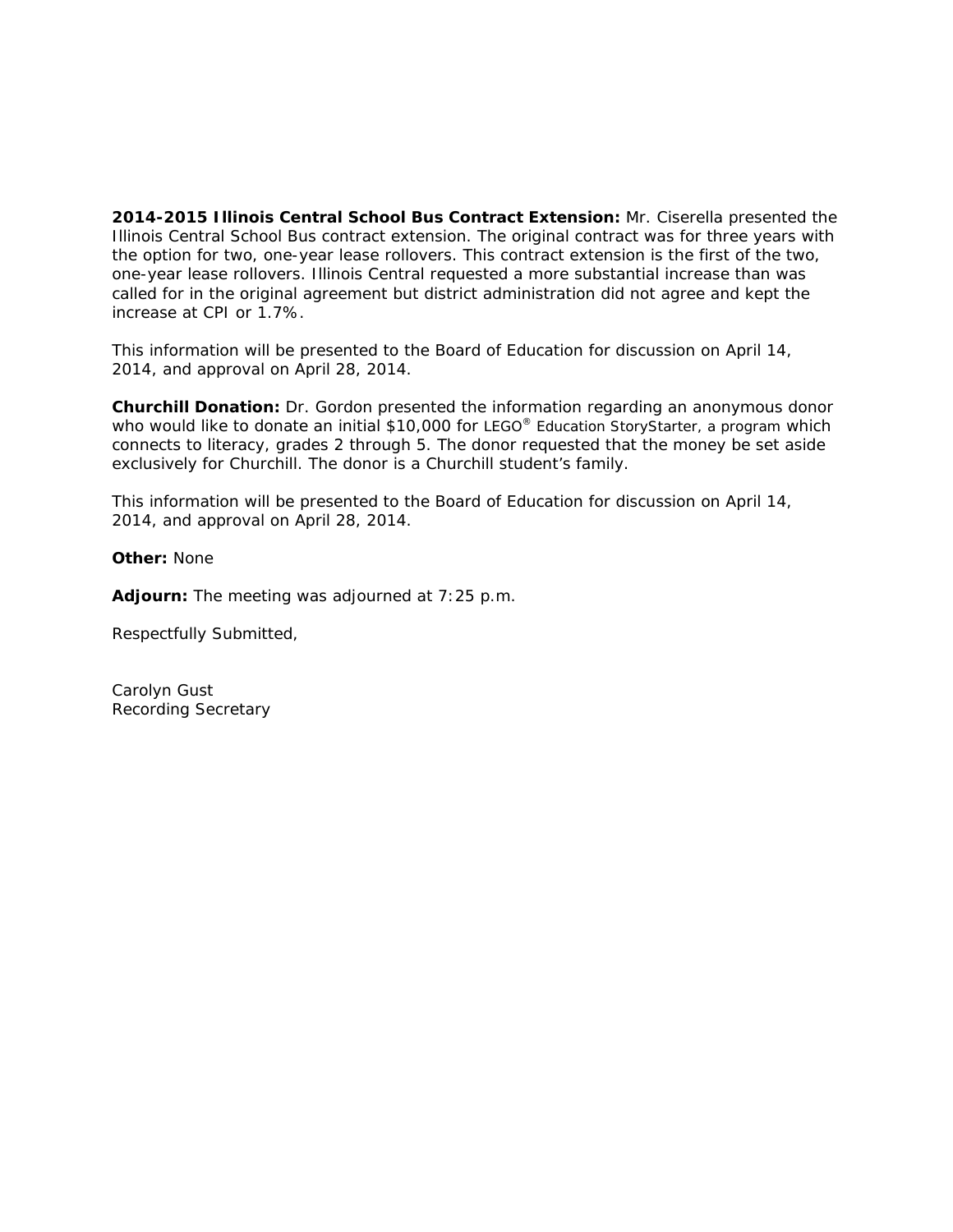**2014-2015 Illinois Central School Bus Contract Extension:** Mr. Ciserella presented the Illinois Central School Bus contract extension. The original contract was for three years with the option for two, one-year lease rollovers. This contract extension is the first of the two, one-year lease rollovers. Illinois Central requested a more substantial increase than was called for in the original agreement but district administration did not agree and kept the increase at CPI or 1.7%.

This information will be presented to the Board of Education for discussion on April 14, 2014, and approval on April 28, 2014.

**Churchill Donation:** Dr. Gordon presented the information regarding an anonymous donor who would like to donate an initial $10,000 for LEGO® Education StoryStarter, a program which connects to literacy, grades 2 through 5. The donor requested that the money be set aside exclusively for Churchill. The donor is a Churchill student's family.

This information will be presented to the Board of Education for discussion on April 14, 2014, and approval on April 28, 2014.

**Other:** None

**Adjourn:** The meeting was adjourned at 7:25 p.m.

Respectfully Submitted,

Carolyn Gust
Recording Secretary